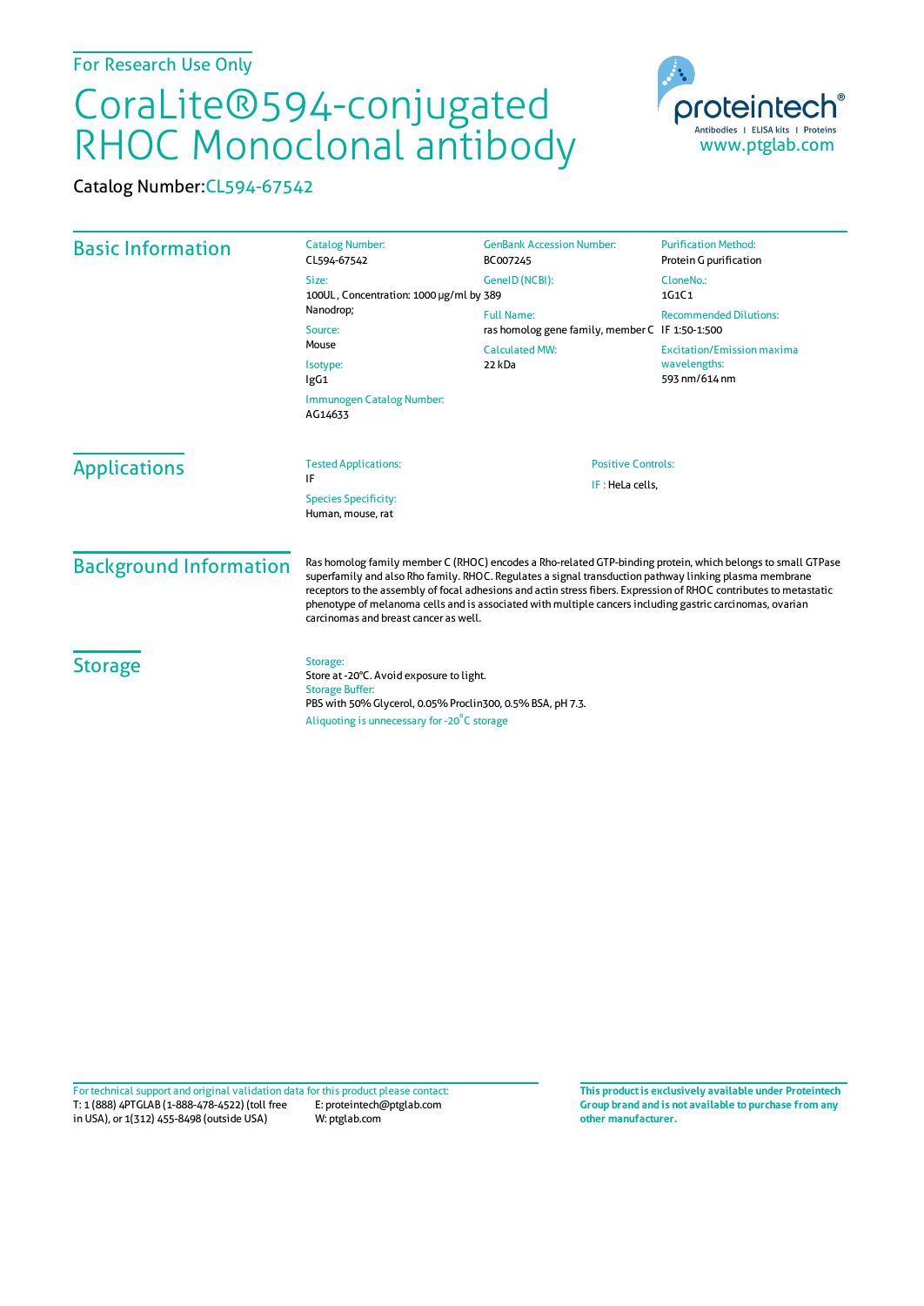For Research Use Only

# CoraLite®594-conjugated RHOC Monoclonal antibody

Catalog Number: CL594-67542

proteintech® Antibodies | ELISA kits | Proteins
www.ptglab.com

## Basic Information

Catalog Number:
CL594-67542

Size:
100UL, Concentration: 1000 μg/ml by Nanodrop;

Source:
Mouse

Isotype:
IgG1

Immunogen Catalog Number:
AG14633

GenBank Accession Number:
BC007245

GeneID (NCBI):
389

Full Name:
ras homolog gene family, member C

Calculated MW:
22 kDa

Purification Method:
Protein G purification

CloneNo.:
1G1C1

Recommended Dilutions:
IF 1:50-1:500

Excitation/Emission maxima wavelengths:
593 nm/614 nm

## Applications

Tested Applications:
IF

Species Specificity:
Human, mouse, rat

Positive Controls:

IF : HeLa cells,

## Background Information

Ras homolog family member C (RHOC) encodes a Rho-related GTP-binding protein, which belongs to small GTPase superfamily and also Rho family. RHOC. Regulates a signal transduction pathway linking plasma membrane receptors to the assembly of focal adhesions and actin stress fibers. Expression of RHOC contributes to metastatic phenotype of melanoma cells and is associated with multiple cancers including gastric carcinomas, ovarian carcinomas and breast cancer as well.

## Storage

Storage:
Store at -20°C. Avoid exposure to light.
Storage Buffer:
PBS with 50% Glycerol, 0.05% Proclin300, 0.5% BSA, pH 7.3.
Aliquoting is unnecessary for -20°C storage

For technical support and original validation data for this product please contact:
T: 1 (888) 4PTGLAB (1-888-478-4522) (toll free in USA), or 1(312) 455-8498 (outside USA)
E: proteintech@ptglab.com
W: ptglab.com

**This product is exclusively available under Proteintech Group brand and is not available to purchase from any other manufacturer.**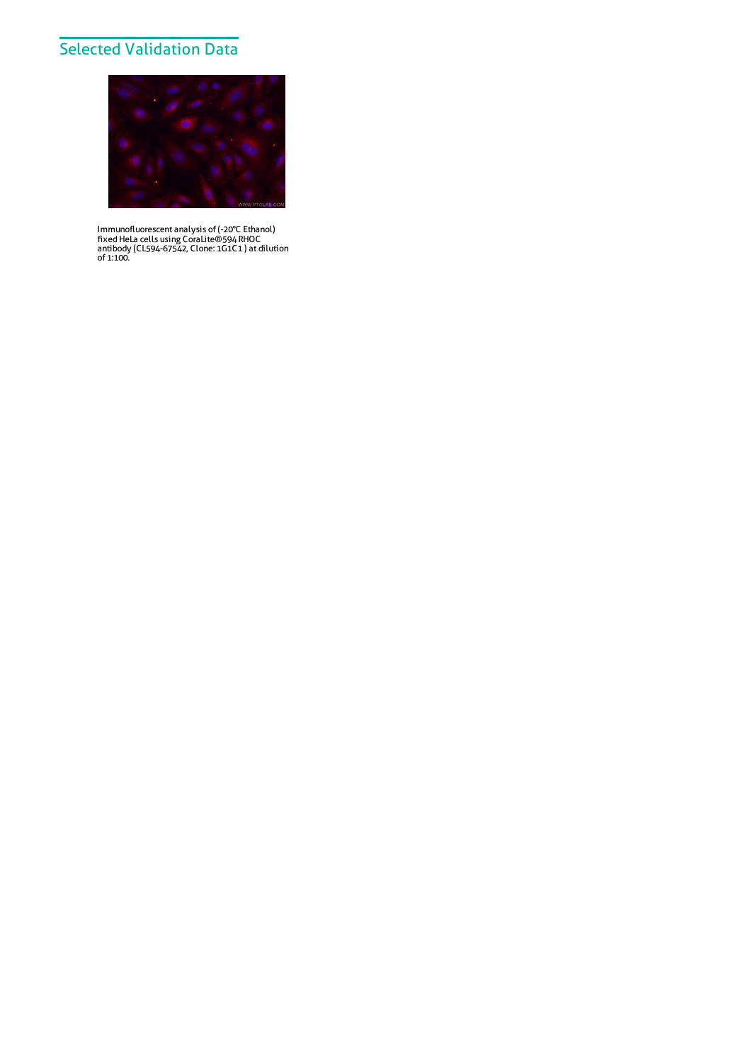## Selected Validation Data

Immunofluorescent analysis of (-20°C Ethanol) fixed HeLa cells using CoraLite®594 RHOC antibody (CL594-67542, Clone: 1G1C1 ) at dilution of 1:100.